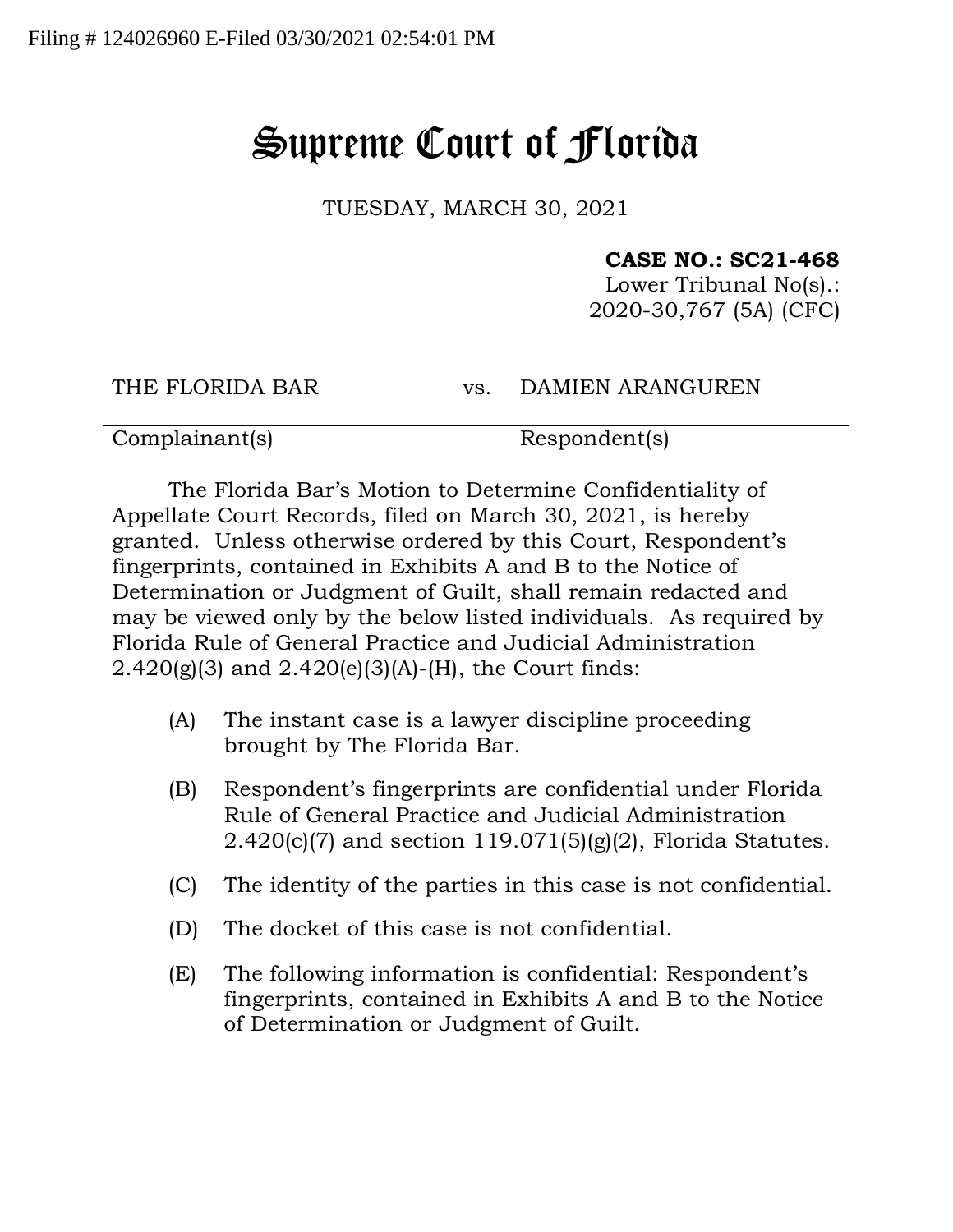Filing # 124026960 E-Filed 03/30/2021 02:54:01 PM

# Supreme Court of Florida

TUESDAY, MARCH 30, 2021

**CASE NO.: SC21-468**
Lower Tribunal No(s).:
2020-30,767 (5A) (CFC)

| THE FLORIDA BAR | vs. | DAMIEN ARANGUREN |
|---|---|---|
| Complainant(s) | | Respondent(s) |

The Florida Bar's Motion to Determine Confidentiality of Appellate Court Records, filed on March 30, 2021, is hereby granted. Unless otherwise ordered by this Court, Respondent's fingerprints, contained in Exhibits A and B to the Notice of Determination or Judgment of Guilt, shall remain redacted and may be viewed only by the below listed individuals. As required by Florida Rule of General Practice and Judicial Administration 2.420(g)(3) and 2.420(e)(3)(A)-(H), the Court finds:

(A) The instant case is a lawyer discipline proceeding brought by The Florida Bar.

(B) Respondent's fingerprints are confidential under Florida Rule of General Practice and Judicial Administration 2.420(c)(7) and section 119.071(5)(g)(2), Florida Statutes.

(C) The identity of the parties in this case is not confidential.

(D) The docket of this case is not confidential.

(E) The following information is confidential: Respondent's fingerprints, contained in Exhibits A and B to the Notice of Determination or Judgment of Guilt.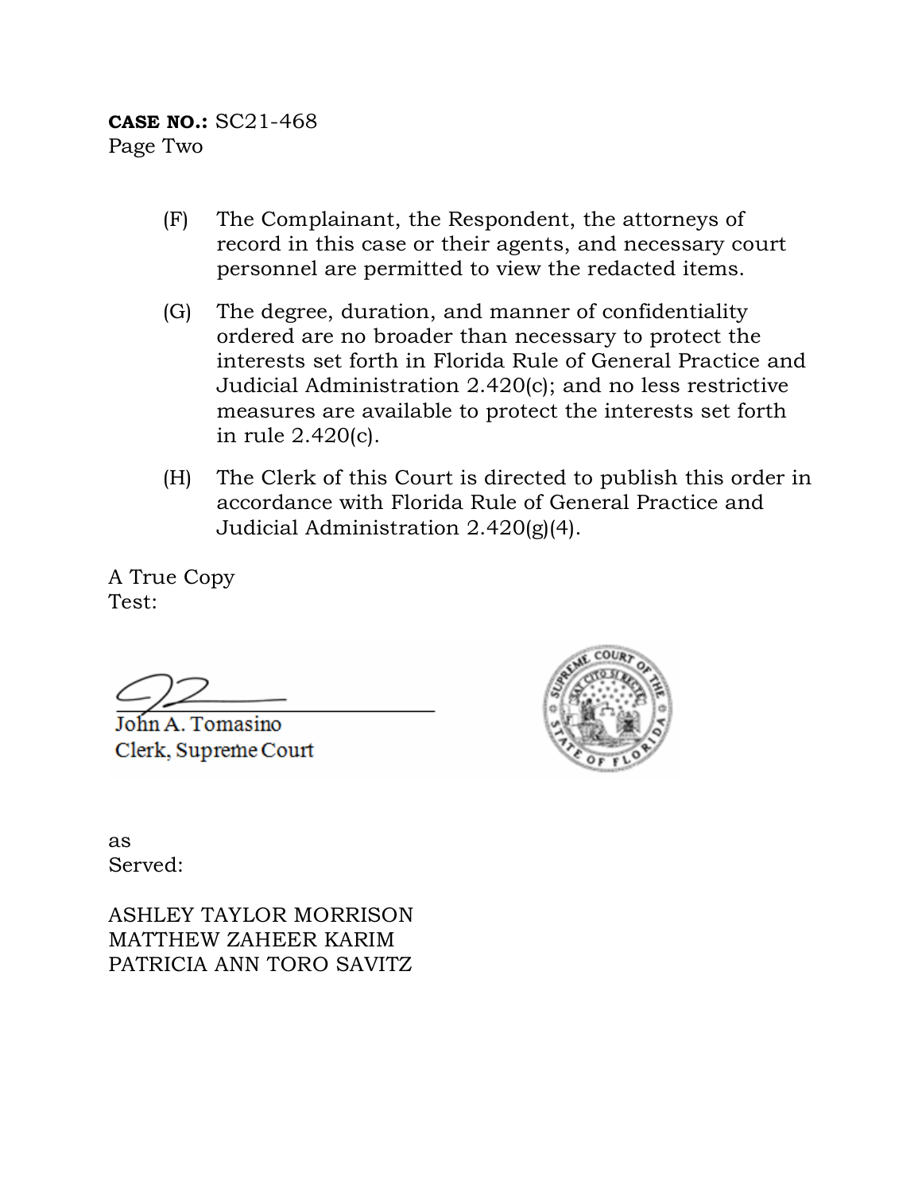**CASE NO.:** SC21-468
Page Two

(F) The Complainant, the Respondent, the attorneys of record in this case or their agents, and necessary court personnel are permitted to view the redacted items.

(G) The degree, duration, and manner of confidentiality ordered are no broader than necessary to protect the interests set forth in Florida Rule of General Practice and Judicial Administration 2.420(c); and no less restrictive measures are available to protect the interests set forth in rule 2.420(c).

(H) The Clerk of this Court is directed to publish this order in accordance with Florida Rule of General Practice and Judicial Administration 2.420(g)(4).

A True Copy
Test:

John A. Tomasino
Clerk, Supreme Court

as
Served:

ASHLEY TAYLOR MORRISON
MATTHEW ZAHEER KARIM
PATRICIA ANN TORO SAVITZ